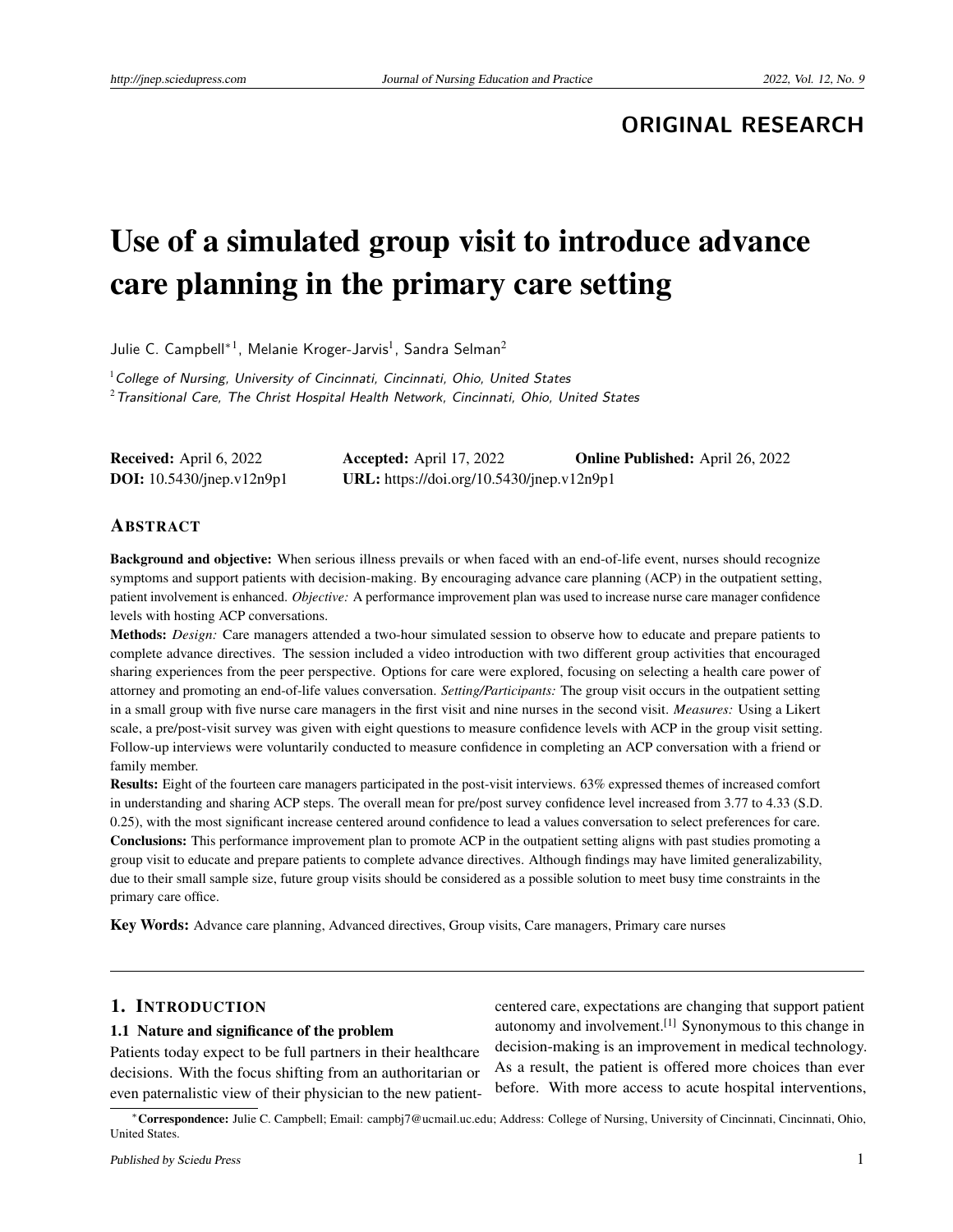**ORIGINAL RESEARCH**

# Use of a simulated group visit to introduce advance care planning in the primary care setting

Julie C. Campbell*[1], Melanie Kroger-Jarvis[1], Sandra Selman[2]

[1] *College of Nursing, University of Cincinnati, Cincinnati, Ohio, United States*
[2] *Transitional Care, The Christ Hospital Health Network, Cincinnati, Ohio, United States*

**Received:** April 6, 2022 **Accepted:** April 17, 2022 **Online Published:** April 26, 2022
**DOI:** 10.5430/jnep.v12n9p1 **URL:** https://doi.org/10.5430/jnep.v12n9p1

## ABSTRACT

**Background and objective:** When serious illness prevails or when faced with an end-of-life event, nurses should recognize symptoms and support patients with decision-making. By encouraging advance care planning (ACP) in the outpatient setting, patient involvement is enhanced. *Objective:* A performance improvement plan was used to increase nurse care manager confidence levels with hosting ACP conversations.

**Methods:** *Design:* Care managers attended a two-hour simulated session to observe how to educate and prepare patients to complete advance directives. The session included a video introduction with two different group activities that encouraged sharing experiences from the peer perspective. Options for care were explored, focusing on selecting a health care power of attorney and promoting an end-of-life values conversation. *Setting/Participants:* The group visit occurs in the outpatient setting in a small group with five nurse care managers in the first visit and nine nurses in the second visit. *Measures:* Using a Likert scale, a pre/post-visit survey was given with eight questions to measure confidence levels with ACP in the group visit setting. Follow-up interviews were voluntarily conducted to measure confidence in completing an ACP conversation with a friend or family member.

**Results:** Eight of the fourteen care managers participated in the post-visit interviews. 63% expressed themes of increased comfort in understanding and sharing ACP steps. The overall mean for pre/post survey confidence level increased from 3.77 to 4.33 (S.D. 0.25), with the most significant increase centered around confidence to lead a values conversation to select preferences for care.

**Conclusions:** This performance improvement plan to promote ACP in the outpatient setting aligns with past studies promoting a group visit to educate and prepare patients to complete advance directives. Although findings may have limited generalizability, due to their small sample size, future group visits should be considered as a possible solution to meet busy time constraints in the primary care office.

**Key Words:** Advance care planning, Advanced directives, Group visits, Care managers, Primary care nurses

## 1. INTRODUCTION

### 1.1 Nature and significance of the problem

Patients today expect to be full partners in their healthcare decisions. With the focus shifting from an authoritarian or even paternalistic view of their physician to the new patient-centered care, expectations are changing that support patient autonomy and involvement.[1] Synonymous to this change in decision-making is an improvement in medical technology. As a result, the patient is offered more choices than ever before. With more access to acute hospital interventions,

*Correspondence: Julie C. Campbell; Email: campbj7@ucmail.uc.edu; Address: College of Nursing, University of Cincinnati, Cincinnati, Ohio, United States.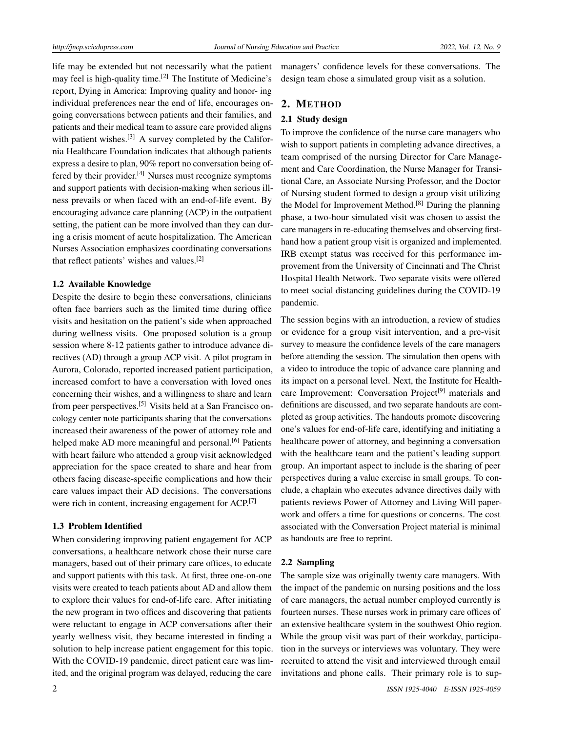life may be extended but not necessarily what the patient may feel is high-quality time.[2] The Institute of Medicine's report, Dying in America: Improving quality and honor- ing individual preferences near the end of life, encourages ongoing conversations between patients and their families, and patients and their medical team to assure care provided aligns with patient wishes.[3] A survey completed by the California Healthcare Foundation indicates that although patients express a desire to plan, 90% report no conversation being offered by their provider.[4] Nurses must recognize symptoms and support patients with decision-making when serious illness prevails or when faced with an end-of-life event. By encouraging advance care planning (ACP) in the outpatient setting, the patient can be more involved than they can during a crisis moment of acute hospitalization. The American Nurses Association emphasizes coordinating conversations that reflect patients' wishes and values.[2]

### 1.2 Available Knowledge

Despite the desire to begin these conversations, clinicians often face barriers such as the limited time during office visits and hesitation on the patient's side when approached during wellness visits. One proposed solution is a group session where 8-12 patients gather to introduce advance directives (AD) through a group ACP visit. A pilot program in Aurora, Colorado, reported increased patient participation, increased comfort to have a conversation with loved ones concerning their wishes, and a willingness to share and learn from peer perspectives.[5] Visits held at a San Francisco oncology center note participants sharing that the conversations increased their awareness of the power of attorney role and helped make AD more meaningful and personal.[6] Patients with heart failure who attended a group visit acknowledged appreciation for the space created to share and hear from others facing disease-specific complications and how their care values impact their AD decisions. The conversations were rich in content, increasing engagement for ACP.[7]

### 1.3 Problem Identified

When considering improving patient engagement for ACP conversations, a healthcare network chose their nurse care managers, based out of their primary care offices, to educate and support patients with this task. At first, three one-on-one visits were created to teach patients about AD and allow them to explore their values for end-of-life care. After initiating the new program in two offices and discovering that patients were reluctant to engage in ACP conversations after their yearly wellness visit, they became interested in finding a solution to help increase patient engagement for this topic. With the COVID-19 pandemic, direct patient care was limited, and the original program was delayed, reducing the care managers' confidence levels for these conversations. The design team chose a simulated group visit as a solution.

## 2. Method

### 2.1 Study design

To improve the confidence of the nurse care managers who wish to support patients in completing advance directives, a team comprised of the nursing Director for Care Management and Care Coordination, the Nurse Manager for Transitional Care, an Associate Nursing Professor, and the Doctor of Nursing student formed to design a group visit utilizing the Model for Improvement Method.[8] During the planning phase, a two-hour simulated visit was chosen to assist the care managers in re-educating themselves and observing first-hand how a patient group visit is organized and implemented. IRB exempt status was received for this performance improvement from the University of Cincinnati and The Christ Hospital Health Network. Two separate visits were offered to meet social distancing guidelines during the COVID-19 pandemic.

The session begins with an introduction, a review of studies or evidence for a group visit intervention, and a pre-visit survey to measure the confidence levels of the care managers before attending the session. The simulation then opens with a video to introduce the topic of advance care planning and its impact on a personal level. Next, the Institute for Healthcare Improvement: Conversation Project[9] materials and definitions are discussed, and two separate handouts are completed as group activities. The handouts promote discovering one's values for end-of-life care, identifying and initiating a healthcare power of attorney, and beginning a conversation with the healthcare team and the patient's leading support group. An important aspect to include is the sharing of peer perspectives during a value exercise in small groups. To conclude, a chaplain who executes advance directives daily with patients reviews Power of Attorney and Living Will paperwork and offers a time for questions or concerns. The cost associated with the Conversation Project material is minimal as handouts are free to reprint.

### 2.2 Sampling

The sample size was originally twenty care managers. With the impact of the pandemic on nursing positions and the loss of care managers, the actual number employed currently is fourteen nurses. These nurses work in primary care offices of an extensive healthcare system in the southwest Ohio region. While the group visit was part of their workday, participation in the surveys or interviews was voluntary. They were recruited to attend the visit and interviewed through email invitations and phone calls. Their primary role is to sup-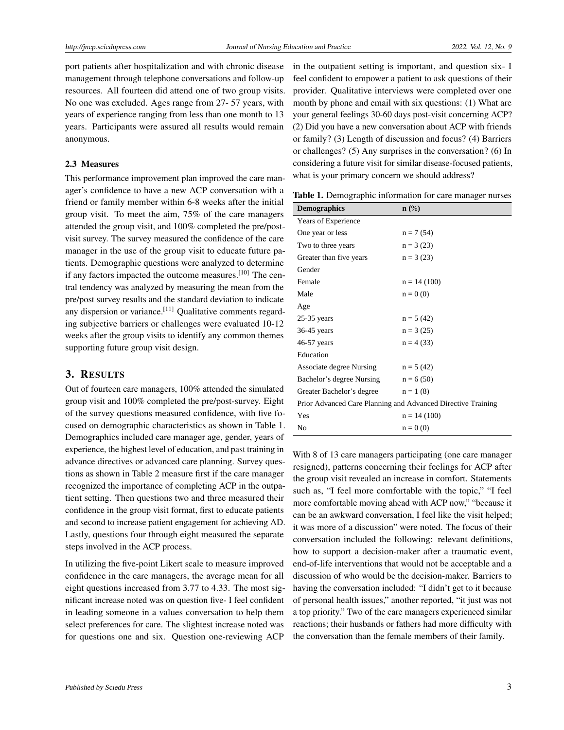port patients after hospitalization and with chronic disease management through telephone conversations and follow-up resources. All fourteen did attend one of two group visits. No one was excluded. Ages range from 27- 57 years, with years of experience ranging from less than one month to 13 years. Participants were assured all results would remain anonymous.

### 2.3 Measures

This performance improvement plan improved the care manager's confidence to have a new ACP conversation with a friend or family member within 6-8 weeks after the initial group visit. To meet the aim, 75% of the care managers attended the group visit, and 100% completed the pre/post-visit survey. The survey measured the confidence of the care manager in the use of the group visit to educate future patients. Demographic questions were analyzed to determine if any factors impacted the outcome measures.[10] The central tendency was analyzed by measuring the mean from the pre/post survey results and the standard deviation to indicate any dispersion or variance.[11] Qualitative comments regarding subjective barriers or challenges were evaluated 10-12 weeks after the group visits to identify any common themes supporting future group visit design.

## 3. Results

Out of fourteen care managers, 100% attended the simulated group visit and 100% completed the pre/post-survey. Eight of the survey questions measured confidence, with five focused on demographic characteristics as shown in Table 1. Demographics included care manager age, gender, years of experience, the highest level of education, and past training in advance directives or advanced care planning. Survey questions as shown in Table 2 measure first if the care manager recognized the importance of completing ACP in the outpatient setting. Then questions two and three measured their confidence in the group visit format, first to educate patients and second to increase patient engagement for achieving AD. Lastly, questions four through eight measured the separate steps involved in the ACP process.

In utilizing the five-point Likert scale to measure improved confidence in the care managers, the average mean for all eight questions increased from 3.77 to 4.33. The most significant increase noted was on question five- I feel confident in leading someone in a values conversation to help them select preferences for care. The slightest increase noted was for questions one and six. Question one-reviewing ACP in the outpatient setting is important, and question six- I feel confident to empower a patient to ask questions of their provider. Qualitative interviews were completed over one month by phone and email with six questions: (1) What are your general feelings 30-60 days post-visit concerning ACP? (2) Did you have a new conversation about ACP with friends or family? (3) Length of discussion and focus? (4) Barriers or challenges? (5) Any surprises in the conversation? (6) In considering a future visit for similar disease-focused patients, what is your primary concern we should address?

**Table 1.** Demographic information for care manager nurses

| Demographics | n (%) |
| --- | --- |
| Years of Experience | |
| One year or less | n = 7 (54) |
| Two to three years | n = 3 (23) |
| Greater than five years | n = 3 (23) |
| Gender | |
| Female | n = 14 (100) |
| Male | n = 0 (0) |
| Age | |
| 25-35 years | n = 5 (42) |
| 36-45 years | n = 3 (25) |
| 46-57 years | n = 4 (33) |
| Education | |
| Associate degree Nursing | n = 5 (42) |
| Bachelor's degree Nursing | n = 6 (50) |
| Greater Bachelor's degree | n = 1 (8) |
| Prior Advanced Care Planning and Advanced Directive Training | |
| Yes | n = 14 (100) |
| No | n = 0 (0) |

With 8 of 13 care managers participating (one care manager resigned), patterns concerning their feelings for ACP after the group visit revealed an increase in comfort. Statements such as, "I feel more comfortable with the topic," "I feel more comfortable moving ahead with ACP now," "because it can be an awkward conversation, I feel like the visit helped; it was more of a discussion" were noted. The focus of their conversation included the following: relevant definitions, how to support a decision-maker after a traumatic event, end-of-life interventions that would not be acceptable and a discussion of who would be the decision-maker. Barriers to having the conversation included: "I didn't get to it because of personal health issues," another reported, "it just was not a top priority." Two of the care managers experienced similar reactions; their husbands or fathers had more difficulty with the conversation than the female members of their family.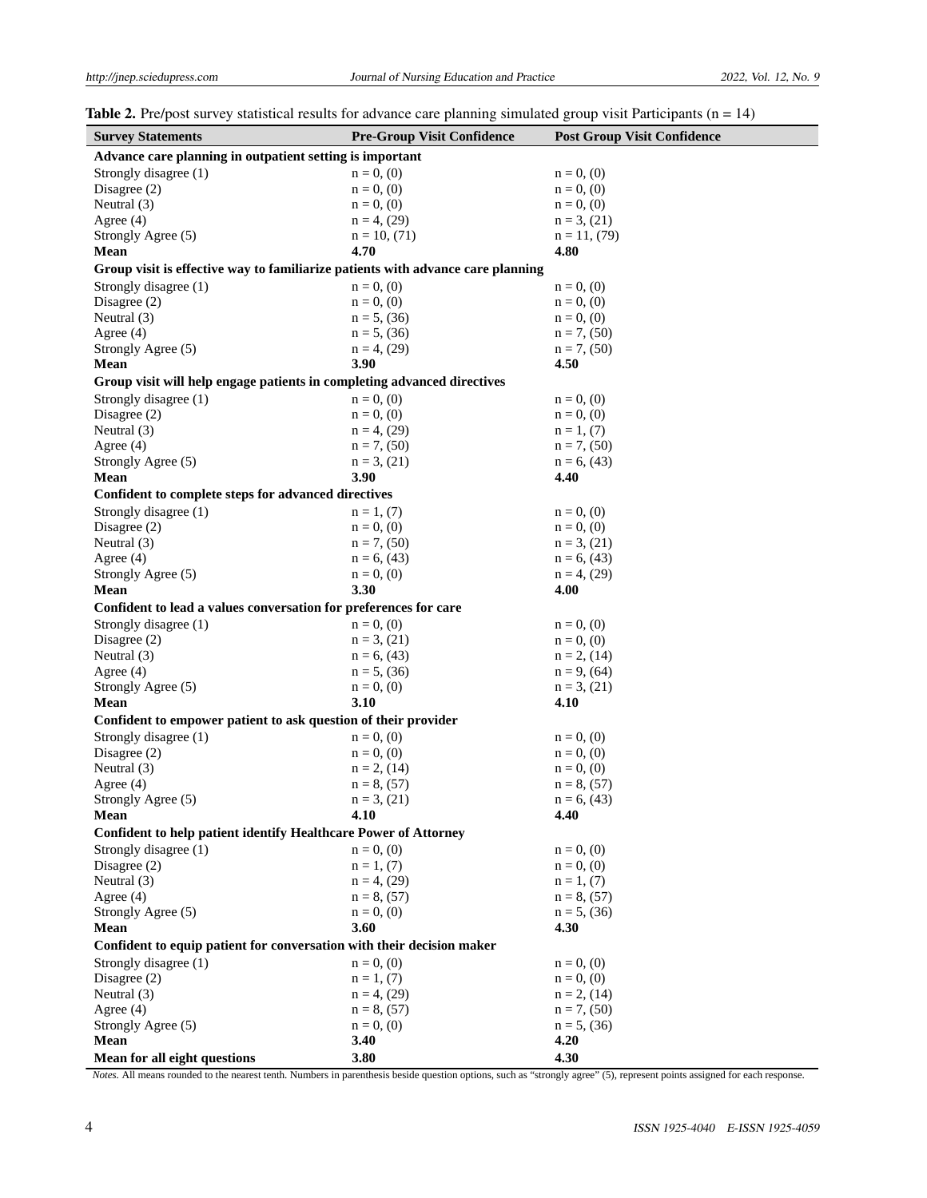**Table 2.** Pre/post survey statistical results for advance care planning simulated group visit Participants (n = 14)

| Survey Statements | Pre-Group Visit Confidence | Post Group Visit Confidence |
|---|---|---|
| **Advance care planning in outpatient setting is important** | | |
| Strongly disagree (1) | n = 0, (0) | n = 0, (0) |
| Disagree (2) | n = 0, (0) | n = 0, (0) |
| Neutral (3) | n = 0, (0) | n = 0, (0) |
| Agree (4) | n = 4, (29) | n = 3, (21) |
| Strongly Agree (5) | n = 10, (71) | n = 11, (79) |
| **Mean** | **4.70** | **4.80** |
| **Group visit is effective way to familiarize patients with advance care planning** | | |
| Strongly disagree (1) | n = 0, (0) | n = 0, (0) |
| Disagree (2) | n = 0, (0) | n = 0, (0) |
| Neutral (3) | n = 5, (36) | n = 0, (0) |
| Agree (4) | n = 5, (36) | n = 7, (50) |
| Strongly Agree (5) | n = 4, (29) | n = 7, (50) |
| **Mean** | **3.90** | **4.50** |
| **Group visit will help engage patients in completing advanced directives** | | |
| Strongly disagree (1) | n = 0, (0) | n = 0, (0) |
| Disagree (2) | n = 0, (0) | n = 0, (0) |
| Neutral (3) | n = 4, (29) | n = 1, (7) |
| Agree (4) | n = 7, (50) | n = 7, (50) |
| Strongly Agree (5) | n = 3, (21) | n = 6, (43) |
| **Mean** | **3.90** | **4.40** |
| **Confident to complete steps for advanced directives** | | |
| Strongly disagree (1) | n = 1, (7) | n = 0, (0) |
| Disagree (2) | n = 0, (0) | n = 0, (0) |
| Neutral (3) | n = 7, (50) | n = 3, (21) |
| Agree (4) | n = 6, (43) | n = 6, (43) |
| Strongly Agree (5) | n = 0, (0) | n = 4, (29) |
| **Mean** | **3.30** | **4.00** |
| **Confident to lead a values conversation for preferences for care** | | |
| Strongly disagree (1) | n = 0, (0) | n = 0, (0) |
| Disagree (2) | n = 3, (21) | n = 0, (0) |
| Neutral (3) | n = 6, (43) | n = 2, (14) |
| Agree (4) | n = 5, (36) | n = 9, (64) |
| Strongly Agree (5) | n = 0, (0) | n = 3, (21) |
| **Mean** | **3.10** | **4.10** |
| **Confident to empower patient to ask question of their provider** | | |
| Strongly disagree (1) | n = 0, (0) | n = 0, (0) |
| Disagree (2) | n = 0, (0) | n = 0, (0) |
| Neutral (3) | n = 2, (14) | n = 0, (0) |
| Agree (4) | n = 8, (57) | n = 8, (57) |
| Strongly Agree (5) | n = 3, (21) | n = 6, (43) |
| **Mean** | **4.10** | **4.40** |
| **Confident to help patient identify Healthcare Power of Attorney** | | |
| Strongly disagree (1) | n = 0, (0) | n = 0, (0) |
| Disagree (2) | n = 1, (7) | n = 0, (0) |
| Neutral (3) | n = 4, (29) | n = 1, (7) |
| Agree (4) | n = 8, (57) | n = 8, (57) |
| Strongly Agree (5) | n = 0, (0) | n = 5, (36) |
| **Mean** | **3.60** | **4.30** |
| **Confident to equip patient for conversation with their decision maker** | | |
| Strongly disagree (1) | n = 0, (0) | n = 0, (0) |
| Disagree (2) | n = 1, (7) | n = 0, (0) |
| Neutral (3) | n = 4, (29) | n = 2, (14) |
| Agree (4) | n = 8, (57) | n = 7, (50) |
| Strongly Agree (5) | n = 0, (0) | n = 5, (36) |
| **Mean** | **3.40** | **4.20** |
| **Mean for all eight questions** | **3.80** | **4.30** |

*Notes.* All means rounded to the nearest tenth. Numbers in parenthesis beside question options, such as "strongly agree" (5), represent points assigned for each response.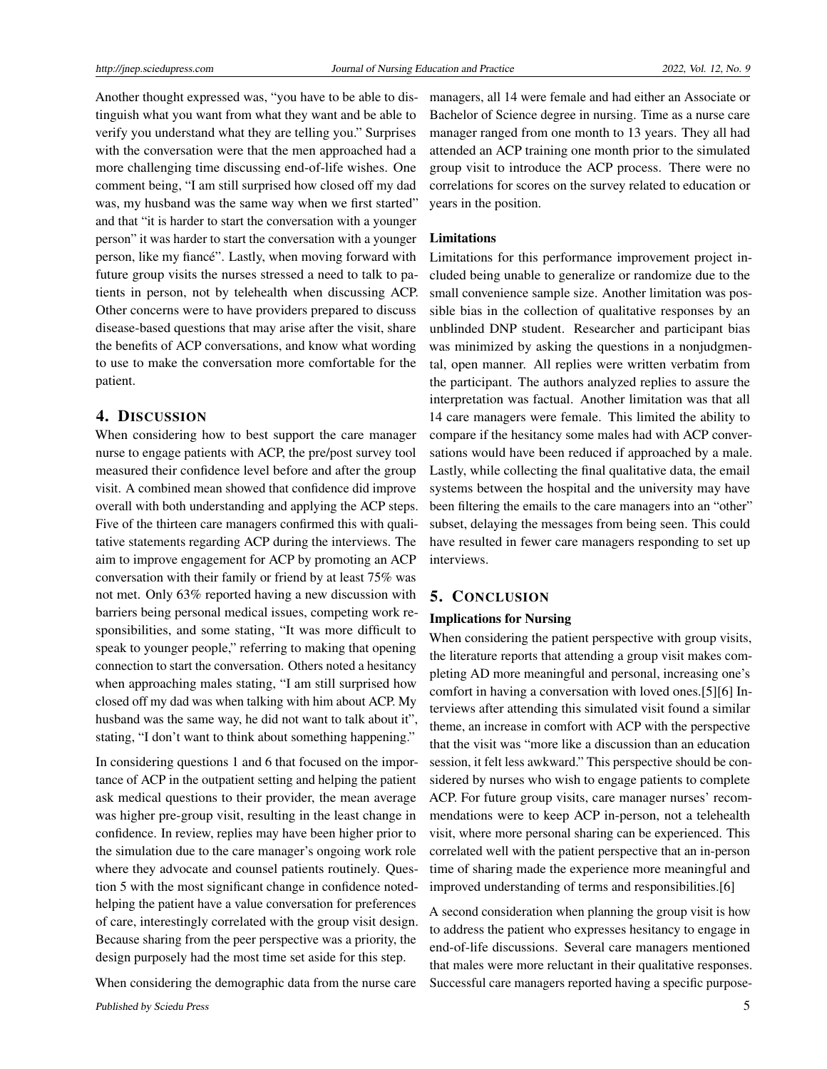Another thought expressed was, "you have to be able to distinguish what you want from what they want and be able to verify you understand what they are telling you." Surprises with the conversation were that the men approached had a more challenging time discussing end-of-life wishes. One comment being, "I am still surprised how closed off my dad was, my husband was the same way when we first started" and that "it is harder to start the conversation with a younger person" it was harder to start the conversation with a younger person, like my fiancé". Lastly, when moving forward with future group visits the nurses stressed a need to talk to patients in person, not by telehealth when discussing ACP. Other concerns were to have providers prepared to discuss disease-based questions that may arise after the visit, share the benefits of ACP conversations, and know what wording to use to make the conversation more comfortable for the patient.

## 4. Discussion

When considering how to best support the care manager nurse to engage patients with ACP, the pre/post survey tool measured their confidence level before and after the group visit. A combined mean showed that confidence did improve overall with both understanding and applying the ACP steps. Five of the thirteen care managers confirmed this with qualitative statements regarding ACP during the interviews. The aim to improve engagement for ACP by promoting an ACP conversation with their family or friend by at least 75% was not met. Only 63% reported having a new discussion with barriers being personal medical issues, competing work responsibilities, and some stating, "It was more difficult to speak to younger people," referring to making that opening connection to start the conversation. Others noted a hesitancy when approaching males stating, "I am still surprised how closed off my dad was when talking with him about ACP. My husband was the same way, he did not want to talk about it", stating, "I don't want to think about something happening."

In considering questions 1 and 6 that focused on the importance of ACP in the outpatient setting and helping the patient ask medical questions to their provider, the mean average was higher pre-group visit, resulting in the least change in confidence. In review, replies may have been higher prior to the simulation due to the care manager's ongoing work role where they advocate and counsel patients routinely. Question 5 with the most significant change in confidence noted-helping the patient have a value conversation for preferences of care, interestingly correlated with the group visit design. Because sharing from the peer perspective was a priority, the design purposely had the most time set aside for this step.

When considering the demographic data from the nurse care managers, all 14 were female and had either an Associate or Bachelor of Science degree in nursing. Time as a nurse care manager ranged from one month to 13 years. They all had attended an ACP training one month prior to the simulated group visit to introduce the ACP process. There were no correlations for scores on the survey related to education or years in the position.

### Limitations

Limitations for this performance improvement project included being unable to generalize or randomize due to the small convenience sample size. Another limitation was possible bias in the collection of qualitative responses by an unblinded DNP student. Researcher and participant bias was minimized by asking the questions in a nonjudgmental, open manner. All replies were written verbatim from the participant. The authors analyzed replies to assure the interpretation was factual. Another limitation was that all 14 care managers were female. This limited the ability to compare if the hesitancy some males had with ACP conversations would have been reduced if approached by a male. Lastly, while collecting the final qualitative data, the email systems between the hospital and the university may have been filtering the emails to the care managers into an "other" subset, delaying the messages from being seen. This could have resulted in fewer care managers responding to set up interviews.

## 5. Conclusion

### Implications for Nursing

When considering the patient perspective with group visits, the literature reports that attending a group visit makes completing AD more meaningful and personal, increasing one's comfort in having a conversation with loved ones.[5][6] Interviews after attending this simulated visit found a similar theme, an increase in comfort with ACP with the perspective that the visit was "more like a discussion than an education session, it felt less awkward." This perspective should be considered by nurses who wish to engage patients to complete ACP. For future group visits, care manager nurses' recommendations were to keep ACP in-person, not a telehealth visit, where more personal sharing can be experienced. This correlated well with the patient perspective that an in-person time of sharing made the experience more meaningful and improved understanding of terms and responsibilities.[6]

A second consideration when planning the group visit is how to address the patient who expresses hesitancy to engage in end-of-life discussions. Several care managers mentioned that males were more reluctant in their qualitative responses. Successful care managers reported having a specific purpose-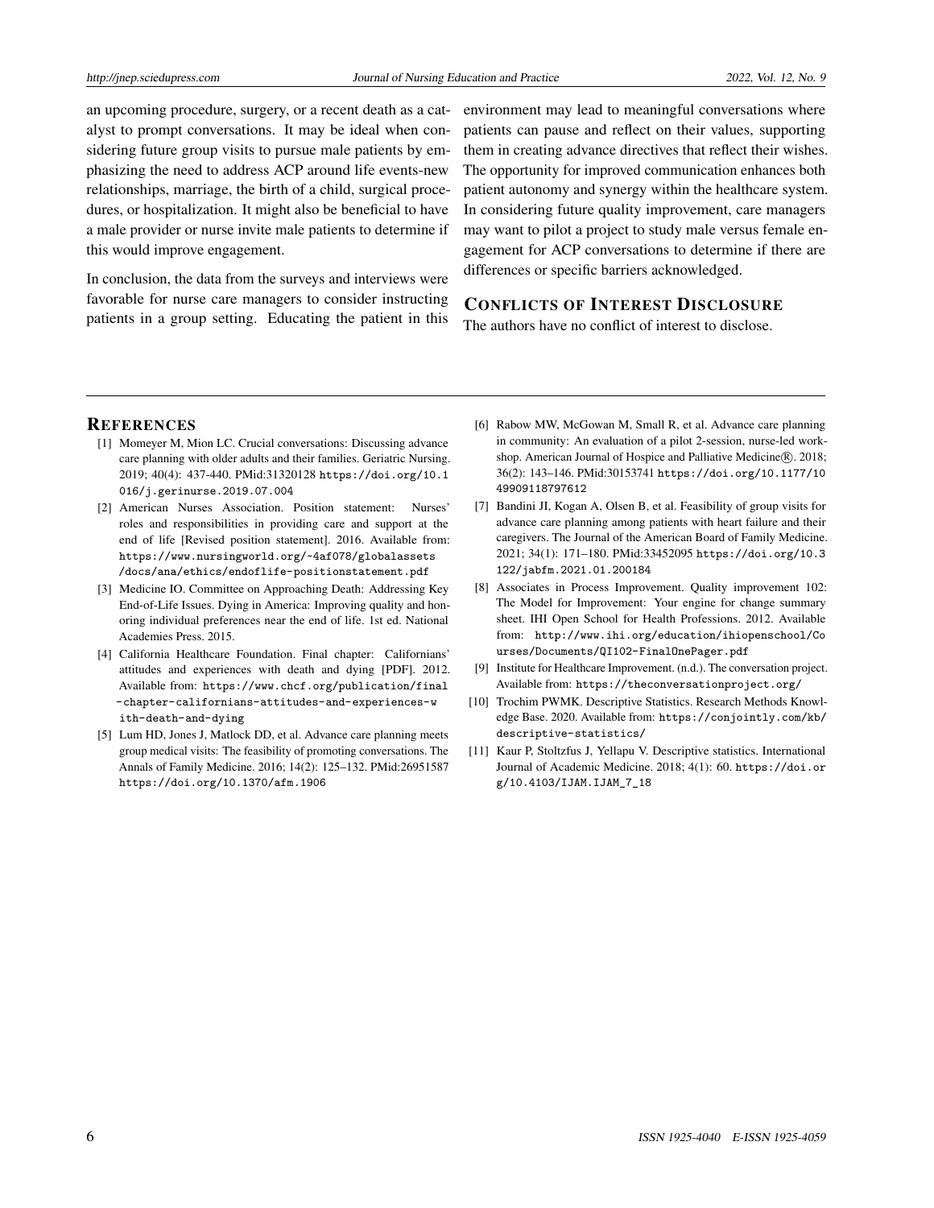an upcoming procedure, surgery, or a recent death as a catalyst to prompt conversations. It may be ideal when considering future group visits to pursue male patients by emphasizing the need to address ACP around life events-new relationships, marriage, the birth of a child, surgical procedures, or hospitalization. It might also be beneficial to have a male provider or nurse invite male patients to determine if this would improve engagement.

In conclusion, the data from the surveys and interviews were favorable for nurse care managers to consider instructing patients in a group setting. Educating the patient in this environment may lead to meaningful conversations where patients can pause and reflect on their values, supporting them in creating advance directives that reflect their wishes. The opportunity for improved communication enhances both patient autonomy and synergy within the healthcare system. In considering future quality improvement, care managers may want to pilot a project to study male versus female engagement for ACP conversations to determine if there are differences or specific barriers acknowledged.

## CONFLICTS OF INTEREST DISCLOSURE

The authors have no conflict of interest to disclose.

## REFERENCES

[1] Momeyer M, Mion LC. Crucial conversations: Discussing advance care planning with older adults and their families. Geriatric Nursing. 2019; 40(4): 437-440. PMid:31320128 https://doi.org/10.1016/j.gerinurse.2019.07.004

[2] American Nurses Association. Position statement: Nurses' roles and responsibilities in providing care and support at the end of life [Revised position statement]. 2016. Available from: https://www.nursingworld.org/~4af078/globalassets/docs/ana/ethics/endoflife-positionstatement.pdf

[3] Medicine IO. Committee on Approaching Death: Addressing Key End-of-Life Issues. Dying in America: Improving quality and honoring individual preferences near the end of life. 1st ed. National Academies Press. 2015.

[4] California Healthcare Foundation. Final chapter: Californians' attitudes and experiences with death and dying [PDF]. 2012. Available from: https://www.chcf.org/publication/final-chapter-californians-attitudes-and-experiences-with-death-and-dying

[5] Lum HD, Jones J, Matlock DD, et al. Advance care planning meets group medical visits: The feasibility of promoting conversations. The Annals of Family Medicine. 2016; 14(2): 125–132. PMid:26951587 https://doi.org/10.1370/afm.1906

[6] Rabow MW, McGowan M, Small R, et al. Advance care planning in community: An evaluation of a pilot 2-session, nurse-led workshop. American Journal of Hospice and Palliative Medicine®. 2018; 36(2): 143–146. PMid:30153741 https://doi.org/10.1177/1049909118797612

[7] Bandini JI, Kogan A, Olsen B, et al. Feasibility of group visits for advance care planning among patients with heart failure and their caregivers. The Journal of the American Board of Family Medicine. 2021; 34(1): 171–180. PMid:33452095 https://doi.org/10.3122/jabfm.2021.01.200184

[8] Associates in Process Improvement. Quality improvement 102: The Model for Improvement: Your engine for change summary sheet. IHI Open School for Health Professions. 2012. Available from: http://www.ihi.org/education/ihiopenschool/Courses/Documents/QI102-FinalOnePager.pdf

[9] Institute for Healthcare Improvement. (n.d.). The conversation project. Available from: https://theconversationproject.org/

[10] Trochim PWMK. Descriptive Statistics. Research Methods Knowledge Base. 2020. Available from: https://conjointly.com/kb/descriptive-statistics/

[11] Kaur P, Stoltzfus J, Yellapu V. Descriptive statistics. International Journal of Academic Medicine. 2018; 4(1): 60. https://doi.org/10.4103/IJAM.IJAM_7_18